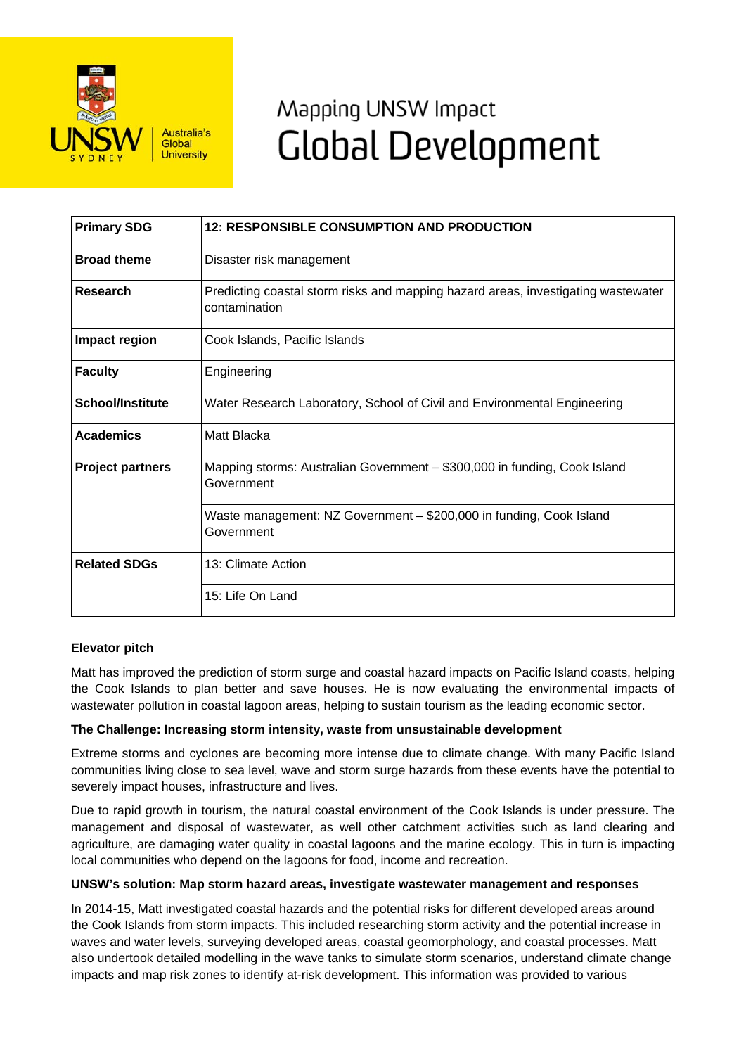# Mapping UNSW Impact
# Global Development

| Primary SDG | 12: RESPONSIBLE CONSUMPTION AND PRODUCTION |
|---|---|
| Broad theme | Disaster risk management |
| Research | Predicting coastal storm risks and mapping hazard areas, investigating wastewater contamination |
| Impact region | Cook Islands, Pacific Islands |
| Faculty | Engineering |
| School/Institute | Water Research Laboratory, School of Civil and Environmental Engineering |
| Academics | Matt Blacka |
| Project partners | Mapping storms: Australian Government – $300,000 in funding, Cook Island Government |
| | Waste management: NZ Government – $200,000 in funding, Cook Island Government |
| Related SDGs | 13: Climate Action |
| | 15: Life On Land |

**Elevator pitch**

Matt has improved the prediction of storm surge and coastal hazard impacts on Pacific Island coasts, helping the Cook Islands to plan better and save houses. He is now evaluating the environmental impacts of wastewater pollution in coastal lagoon areas, helping to sustain tourism as the leading economic sector.

**The Challenge: Increasing storm intensity, waste from unsustainable development**

Extreme storms and cyclones are becoming more intense due to climate change. With many Pacific Island communities living close to sea level, wave and storm surge hazards from these events have the potential to severely impact houses, infrastructure and lives.

Due to rapid growth in tourism, the natural coastal environment of the Cook Islands is under pressure. The management and disposal of wastewater, as well other catchment activities such as land clearing and agriculture, are damaging water quality in coastal lagoons and the marine ecology. This in turn is impacting local communities who depend on the lagoons for food, income and recreation.

**UNSW's solution: Map storm hazard areas, investigate wastewater management and responses**

In 2014-15, Matt investigated coastal hazards and the potential risks for different developed areas around the Cook Islands from storm impacts. This included researching storm activity and the potential increase in waves and water levels, surveying developed areas, coastal geomorphology, and coastal processes. Matt also undertook detailed modelling in the wave tanks to simulate storm scenarios, understand climate change impacts and map risk zones to identify at-risk development. This information was provided to various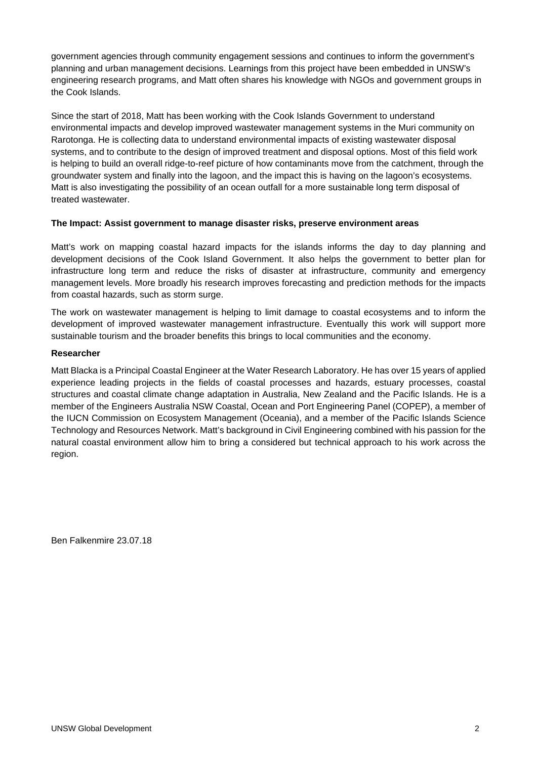government agencies through community engagement sessions and continues to inform the government's planning and urban management decisions. Learnings from this project have been embedded in UNSW's engineering research programs, and Matt often shares his knowledge with NGOs and government groups in the Cook Islands.

Since the start of 2018, Matt has been working with the Cook Islands Government to understand environmental impacts and develop improved wastewater management systems in the Muri community on Rarotonga. He is collecting data to understand environmental impacts of existing wastewater disposal systems, and to contribute to the design of improved treatment and disposal options. Most of this field work is helping to build an overall ridge-to-reef picture of how contaminants move from the catchment, through the groundwater system and finally into the lagoon, and the impact this is having on the lagoon's ecosystems. Matt is also investigating the possibility of an ocean outfall for a more sustainable long term disposal of treated wastewater.

**The Impact: Assist government to manage disaster risks, preserve environment areas**

Matt's work on mapping coastal hazard impacts for the islands informs the day to day planning and development decisions of the Cook Island Government. It also helps the government to better plan for infrastructure long term and reduce the risks of disaster at infrastructure, community and emergency management levels. More broadly his research improves forecasting and prediction methods for the impacts from coastal hazards, such as storm surge.

The work on wastewater management is helping to limit damage to coastal ecosystems and to inform the development of improved wastewater management infrastructure. Eventually this work will support more sustainable tourism and the broader benefits this brings to local communities and the economy.

**Researcher**

Matt Blacka is a Principal Coastal Engineer at the Water Research Laboratory. He has over 15 years of applied experience leading projects in the fields of coastal processes and hazards, estuary processes, coastal structures and coastal climate change adaptation in Australia, New Zealand and the Pacific Islands. He is a member of the Engineers Australia NSW Coastal, Ocean and Port Engineering Panel (COPEP), a member of the IUCN Commission on Ecosystem Management (Oceania), and a member of the Pacific Islands Science Technology and Resources Network. Matt's background in Civil Engineering combined with his passion for the natural coastal environment allow him to bring a considered but technical approach to his work across the region.

Ben Falkenmire 23.07.18